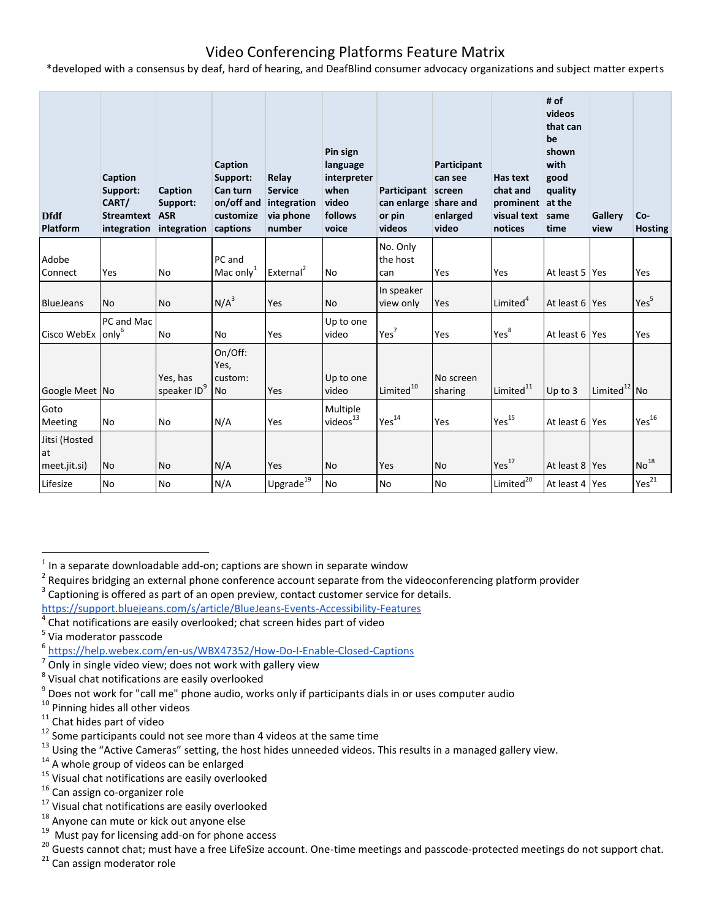# Video Conferencing Platforms Feature Matrix

*developed with a consensus by deaf, hard of hearing, and DeafBlind consumer advocacy organizations and subject matter experts

| Dfdf Platform | Caption Support: CART/ Streamtext integration | Caption Support: ASR integration | Caption Support: Can turn on/off and customize captions | Relay Service integration via phone number | Pin sign language interpreter when video follows voice | Participant can enlarge or pin videos | Participant can see screen share and enlarged video | Has text chat and prominent visual text notices | # of videos that can be shown with good quality at the same time | Gallery view | Co-Hosting |
|---|---|---|---|---|---|---|---|---|---|---|---|
| Adobe Connect | Yes | No | PC and Mac only[1] | External[2] | No | No. Only the host can | Yes | Yes | At least 5 | Yes | Yes |
| BlueJeans | No | No | N/A[3] | Yes | No | In speaker view only | Yes | Limited[4] | At least 6 | Yes | Yes[5] |
| Cisco WebEx | PC and Mac only[6] | No | No | Yes | Up to one video | Yes[7] | Yes | Yes[8] | At least 6 | Yes | Yes |
| Google Meet | No | Yes, has speaker ID[9] | On/Off: Yes, custom: No | Yes | Up to one video | Limited[10] | No screen sharing | Limited[11] | Up to 3 | Limited[12] | No |
| Goto Meeting | No | No | N/A | Yes | Multiple videos[13] | Yes[14] | Yes | Yes[15] | At least 6 | Yes | Yes[16] |
| Jitsi (Hosted at meet.jit.si) | No | No | N/A | Yes | No | Yes | No | Yes[17] | At least 8 | Yes | No[18] |
| Lifesize | No | No | N/A | Upgrade[19] | No | No | No | Limited[20] | At least 4 | Yes | Yes[21] |

[1] In a separate downloadable add-on; captions are shown in separate window
[2] Requires bridging an external phone conference account separate from the videoconferencing platform provider
[3] Captioning is offered as part of an open preview, contact customer service for details. https://support.bluejeans.com/s/article/BlueJeans-Events-Accessibility-Features
[4] Chat notifications are easily overlooked; chat screen hides part of video
[5] Via moderator passcode
[6] https://help.webex.com/en-us/WBX47352/How-Do-I-Enable-Closed-Captions
[7] Only in single video view; does not work with gallery view
[8] Visual chat notifications are easily overlooked
[9] Does not work for "call me" phone audio, works only if participants dials in or uses computer audio
[10] Pinning hides all other videos
[11] Chat hides part of video
[12] Some participants could not see more than 4 videos at the same time
[13] Using the "Active Cameras" setting, the host hides unneeded videos. This results in a managed gallery view.
[14] A whole group of videos can be enlarged
[15] Visual chat notifications are easily overlooked
[16] Can assign co-organizer role
[17] Visual chat notifications are easily overlooked
[18] Anyone can mute or kick out anyone else
[19] Must pay for licensing add-on for phone access
[20] Guests cannot chat; must have a free LifeSize account. One-time meetings and passcode-protected meetings do not support chat.
[21] Can assign moderator role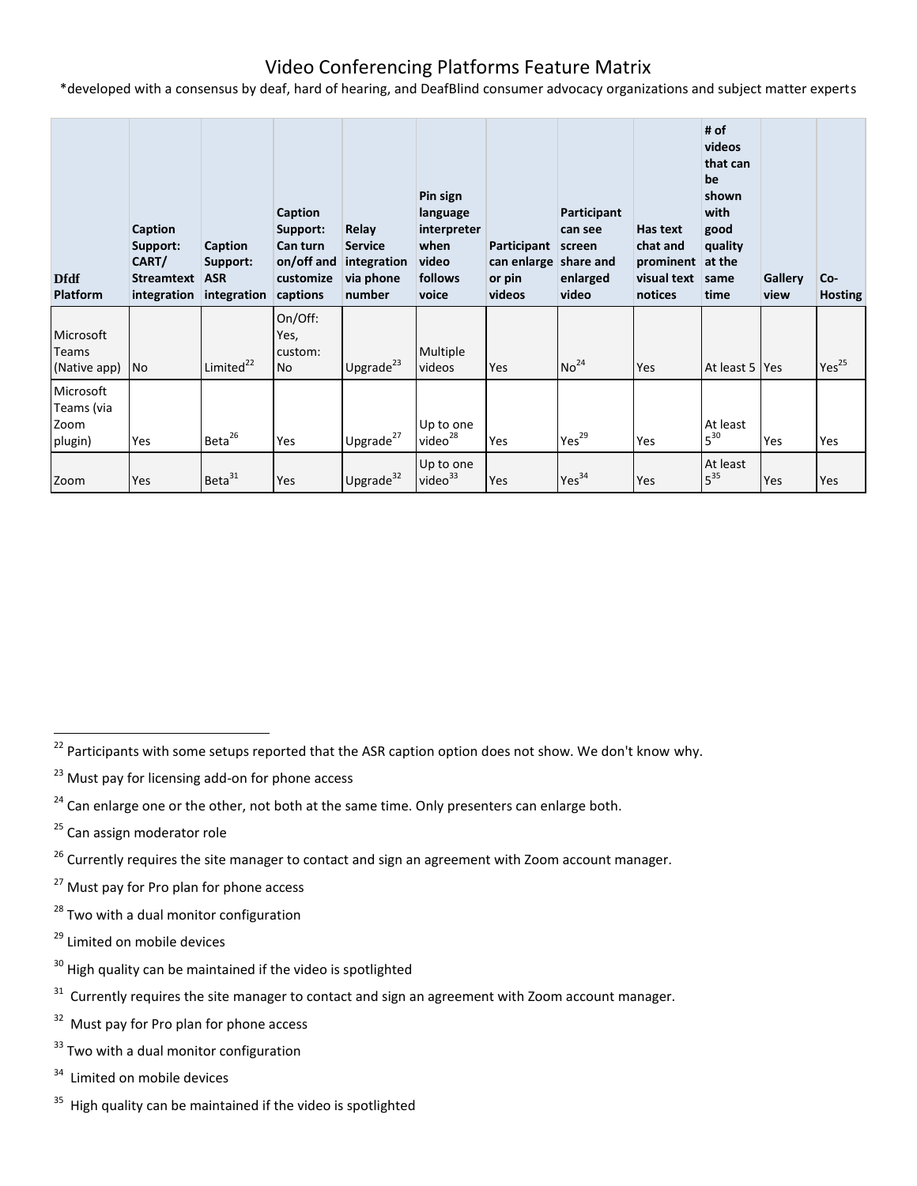# Video Conferencing Platforms Feature Matrix

*developed with a consensus by deaf, hard of hearing, and DeafBlind consumer advocacy organizations and subject matter experts

| Dfdf Platform | Caption Support: CART/ Streamtext integration | Caption Support: ASR integration | Caption Support: Can turn on/off and customize captions | Relay Service integration via phone number | Pin sign language interpreter when video follows voice | Participant can enlarge or pin videos | Participant can see screen share and enlarged video | Has text chat and prominent visual text notices | # of videos that can be shown with good quality at the same time | Gallery view | Co-Hosting |
|---|---|---|---|---|---|---|---|---|---|---|---|
| Microsoft Teams (Native app) | No | Limited[22] | On/Off: Yes, custom: No | Upgrade[23] | Multiple videos | Yes | No[24] | Yes | At least 5 | Yes | Yes[25] |
| Microsoft Teams (via Zoom plugin) | Yes | Beta[26] | Yes | Upgrade[27] | Up to one video[28] | Yes | Yes[29] | Yes | At least 5[30] | Yes | Yes |
| Zoom | Yes | Beta[31] | Yes | Upgrade[32] | Up to one video[33] | Yes | Yes[34] | Yes | At least 5[35] | Yes | Yes |

[22] Participants with some setups reported that the ASR caption option does not show. We don't know why.

[23] Must pay for licensing add-on for phone access

[24] Can enlarge one or the other, not both at the same time. Only presenters can enlarge both.

[25] Can assign moderator role

[26] Currently requires the site manager to contact and sign an agreement with Zoom account manager.

[27] Must pay for Pro plan for phone access

[28] Two with a dual monitor configuration

[29] Limited on mobile devices

[30] High quality can be maintained if the video is spotlighted

[31] Currently requires the site manager to contact and sign an agreement with Zoom account manager.

[32] Must pay for Pro plan for phone access

[33] Two with a dual monitor configuration

[34] Limited on mobile devices

[35] High quality can be maintained if the video is spotlighted